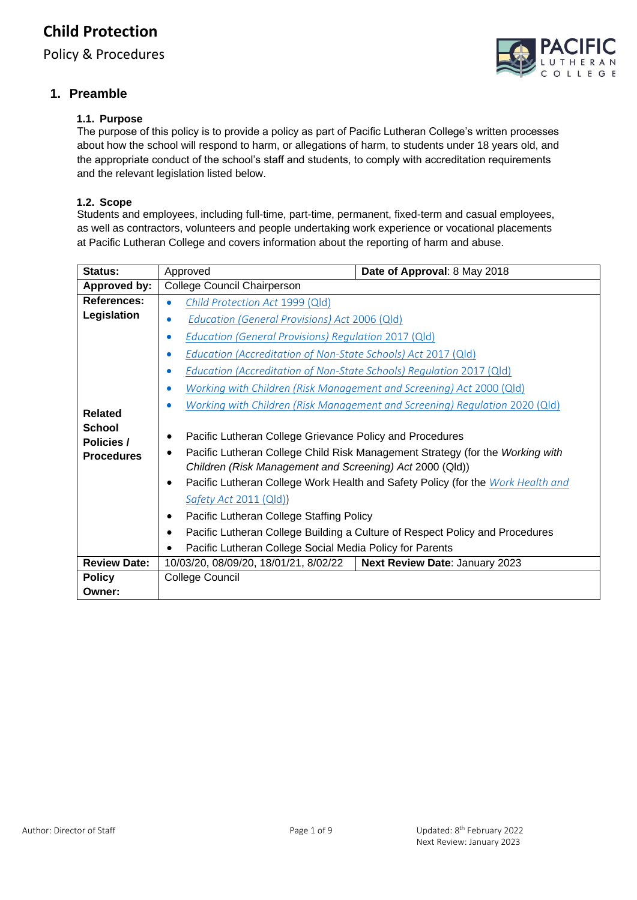# Child Protection

Policy & Procedures

## 1. Preamble

### 1.1. Purpose

The purpose of this policy is to provide a policy as part of Pacific Lutheran College's written processes about how the school will respond to harm, or allegations of harm, to students under 18 years old, and the appropriate conduct of the school's staff and students, to comply with accreditation requirements and the relevant legislation listed below.

### 1.2. Scope

Students and employees, including full-time, part-time, permanent, fixed-term and casual employees, as well as contractors, volunteers and people undertaking work experience or vocational placements at Pacific Lutheran College and covers information about the reporting of harm and abuse.

| **Status:** | Approved | **Date of Approval**: 8 May 2018 |
|---|---|---|
| **Approved by:** | College Council Chairperson | |
| **References: Legislation** | • *Child Protection Act* 1999 (Qld)<br>• *Education (General Provisions) Act* 2006 (Qld)<br>• *Education (General Provisions) Regulation* 2017 (Qld)<br>• *Education (Accreditation of Non-State Schools) Act* 2017 (Qld)<br>• *Education (Accreditation of Non-State Schools) Regulation* 2017 (Qld)<br>• *Working with Children (Risk Management and Screening) Act* 2000 (Qld)<br>• *Working with Children (Risk Management and Screening) Regulation* 2020 (Qld) | |
| **Related School Policies / Procedures** | • Pacific Lutheran College Grievance Policy and Procedures<br>• Pacific Lutheran College Child Risk Management Strategy (for the *Working with Children (Risk Management and Screening) Act* 2000 (Qld))<br>• Pacific Lutheran College Work Health and Safety Policy (for the *Work Health and Safety Act* 2011 (Qld))<br>• Pacific Lutheran College Staffing Policy<br>• Pacific Lutheran College Building a Culture of Respect Policy and Procedures<br>• Pacific Lutheran College Social Media Policy for Parents | |
| **Review Date:** | 10/03/20, 08/09/20, 18/01/21, 8/02/22 | **Next Review Date**: January 2023 |
| **Policy Owner:** | College Council | |

Author: Director of Staff

Updated: 8th February 2022
Next Review: January 2023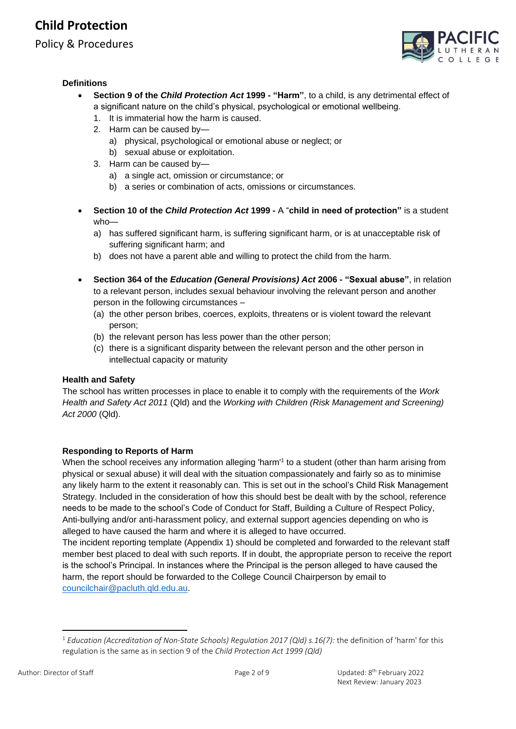### Definitions

- **Section 9 of the *Child Protection Act* 1999 - "Harm"**, to a child, is any detrimental effect of a significant nature on the child's physical, psychological or emotional wellbeing.
  1. It is immaterial how the harm is caused.
  2. Harm can be caused by—
     a) physical, psychological or emotional abuse or neglect; or
     b) sexual abuse or exploitation.
  3. Harm can be caused by—
     a) a single act, omission or circumstance; or
     b) a series or combination of acts, omissions or circumstances.

- **Section 10 of the *Child Protection Act* 1999 -** A "**child in need of protection"** is a student who—
  a) has suffered significant harm, is suffering significant harm, or is at unacceptable risk of suffering significant harm; and
  b) does not have a parent able and willing to protect the child from the harm.

- **Section 364 of the *Education (General Provisions) Act* 2006 - "Sexual abuse"**, in relation to a relevant person, includes sexual behaviour involving the relevant person and another person in the following circumstances –
  (a) the other person bribes, coerces, exploits, threatens or is violent toward the relevant person;
  (b) the relevant person has less power than the other person;
  (c) there is a significant disparity between the relevant person and the other person in intellectual capacity or maturity

### Health and Safety

The school has written processes in place to enable it to comply with the requirements of the *Work Health and Safety Act 2011* (Qld) and the *Working with Children (Risk Management and Screening) Act 2000* (Qld).

### Responding to Reports of Harm

When the school receives any information alleging 'harm'[1] to a student (other than harm arising from physical or sexual abuse) it will deal with the situation compassionately and fairly so as to minimise any likely harm to the extent it reasonably can. This is set out in the school's Child Risk Management Strategy. Included in the consideration of how this should best be dealt with by the school, reference needs to be made to the school's Code of Conduct for Staff, Building a Culture of Respect Policy, Anti-bullying and/or anti-harassment policy, and external support agencies depending on who is alleged to have caused the harm and where it is alleged to have occurred.

The incident reporting template (Appendix 1) should be completed and forwarded to the relevant staff member best placed to deal with such reports. If in doubt, the appropriate person to receive the report is the school's Principal. In instances where the Principal is the person alleged to have caused the harm, the report should be forwarded to the College Council Chairperson by email to councilchair@pacluth.qld.edu.au.

[1] *Education (Accreditation of Non-State Schools) Regulation 2017 (Qld) s.16(7):* the definition of 'harm' for this regulation is the same as in section 9 of the *Child Protection Act 1999 (Qld)*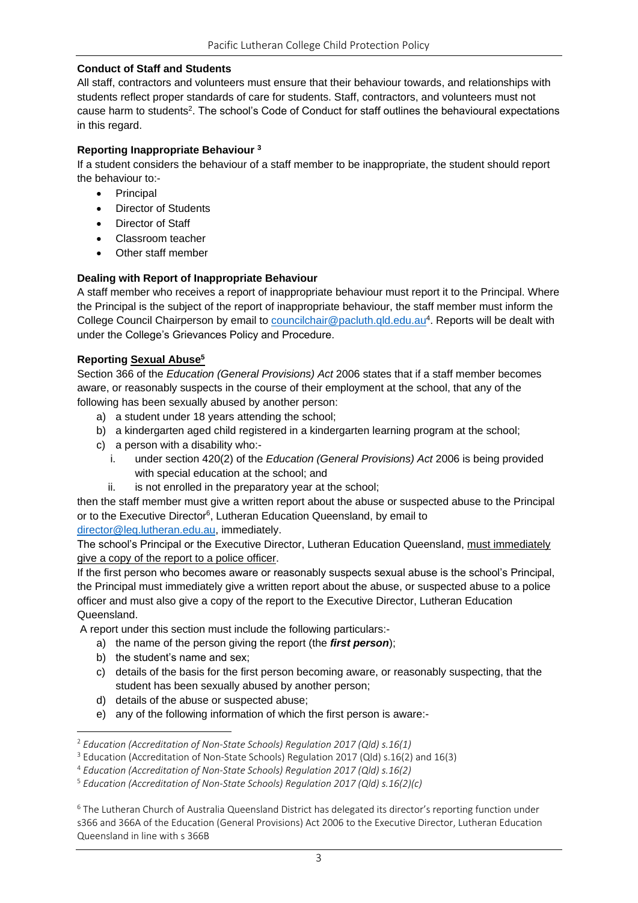**Conduct of Staff and Students**

All staff, contractors and volunteers must ensure that their behaviour towards, and relationships with students reflect proper standards of care for students. Staff, contractors, and volunteers must not cause harm to students[2]. The school's Code of Conduct for staff outlines the behavioural expectations in this regard.

**Reporting Inappropriate Behaviour [3]**

If a student considers the behaviour of a staff member to be inappropriate, the student should report the behaviour to:-

- Principal
- Director of Students
- Director of Staff
- Classroom teacher
- Other staff member

**Dealing with Report of Inappropriate Behaviour**

A staff member who receives a report of inappropriate behaviour must report it to the Principal. Where the Principal is the subject of the report of inappropriate behaviour, the staff member must inform the College Council Chairperson by email to councilchair@pacluth.qld.edu.au[4]. Reports will be dealt with under the College's Grievances Policy and Procedure.

**Reporting Sexual Abuse[5]**

Section 366 of the *Education (General Provisions) Act* 2006 states that if a staff member becomes aware, or reasonably suspects in the course of their employment at the school, that any of the following has been sexually abused by another person:

a) a student under 18 years attending the school;
b) a kindergarten aged child registered in a kindergarten learning program at the school;
c) a person with a disability who:-
   i. under section 420(2) of the *Education (General Provisions) Act* 2006 is being provided with special education at the school; and
   ii. is not enrolled in the preparatory year at the school;

then the staff member must give a written report about the abuse or suspected abuse to the Principal or to the Executive Director[6], Lutheran Education Queensland, by email to director@leq.lutheran.edu.au, immediately.

The school's Principal or the Executive Director, Lutheran Education Queensland, must immediately give a copy of the report to a police officer.

If the first person who becomes aware or reasonably suspects sexual abuse is the school's Principal, the Principal must immediately give a written report about the abuse, or suspected abuse to a police officer and must also give a copy of the report to the Executive Director, Lutheran Education Queensland.

A report under this section must include the following particulars:-

a) the name of the person giving the report (the ***first person***);
b) the student's name and sex;
c) details of the basis for the first person becoming aware, or reasonably suspecting, that the student has been sexually abused by another person;
d) details of the abuse or suspected abuse;
e) any of the following information of which the first person is aware:-

---

[2] *Education (Accreditation of Non-State Schools) Regulation 2017 (Qld) s.16(1)*

[3] Education (Accreditation of Non-State Schools) Regulation 2017 (Qld) s.16(2) and 16(3)

[4] *Education (Accreditation of Non-State Schools) Regulation 2017 (Qld) s.16(2)*

[5] *Education (Accreditation of Non-State Schools) Regulation 2017 (Qld) s.16(2)(c)*

[6] The Lutheran Church of Australia Queensland District has delegated its director's reporting function under s366 and 366A of the Education (General Provisions) Act 2006 to the Executive Director, Lutheran Education Queensland in line with s 366B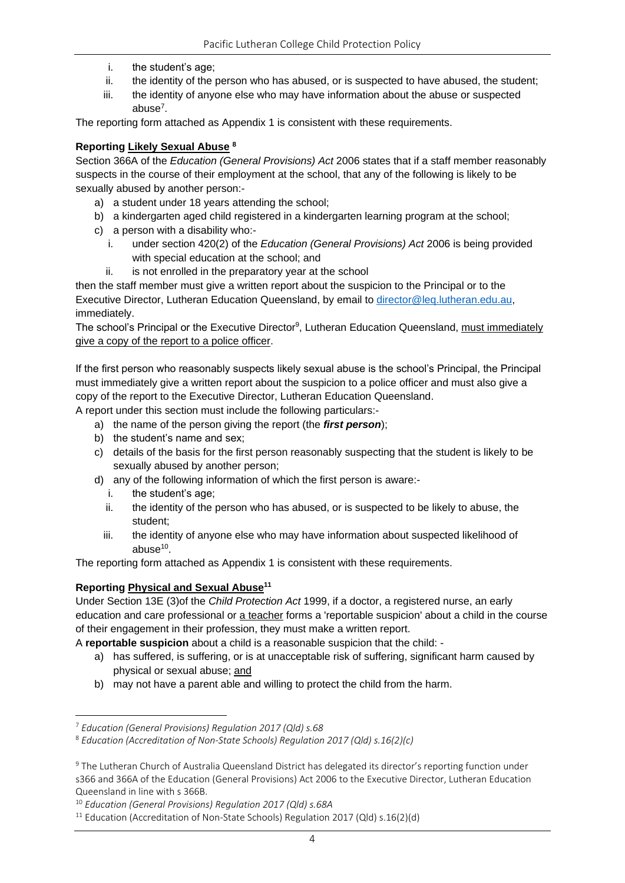i. the student's age;
ii. the identity of the person who has abused, or is suspected to have abused, the student;
iii. the identity of anyone else who may have information about the abuse or suspected abuse[7].

The reporting form attached as Appendix 1 is consistent with these requirements.

**Reporting Likely Sexual Abuse [8]**

Section 366A of the *Education (General Provisions) Act* 2006 states that if a staff member reasonably suspects in the course of their employment at the school, that any of the following is likely to be sexually abused by another person:-

a) a student under 18 years attending the school;
b) a kindergarten aged child registered in a kindergarten learning program at the school;
c) a person with a disability who:-
   i. under section 420(2) of the *Education (General Provisions) Act* 2006 is being provided with special education at the school; and
   ii. is not enrolled in the preparatory year at the school

then the staff member must give a written report about the suspicion to the Principal or to the Executive Director, Lutheran Education Queensland, by email to director@leq.lutheran.edu.au, immediately.

The school's Principal or the Executive Director[9], Lutheran Education Queensland, must immediately give a copy of the report to a police officer.

If the first person who reasonably suspects likely sexual abuse is the school's Principal, the Principal must immediately give a written report about the suspicion to a police officer and must also give a copy of the report to the Executive Director, Lutheran Education Queensland.

A report under this section must include the following particulars:-

a) the name of the person giving the report (the ***first person***);
b) the student's name and sex;
c) details of the basis for the first person reasonably suspecting that the student is likely to be sexually abused by another person;
d) any of the following information of which the first person is aware:-
   i. the student's age;
   ii. the identity of the person who has abused, or is suspected to be likely to abuse, the student;
   iii. the identity of anyone else who may have information about suspected likelihood of abuse[10].

The reporting form attached as Appendix 1 is consistent with these requirements.

**Reporting Physical and Sexual Abuse[11]**

Under Section 13E (3)of the *Child Protection Act* 1999, if a doctor, a registered nurse, an early education and care professional or a teacher forms a 'reportable suspicion' about a child in the course of their engagement in their profession, they must make a written report.

A **reportable suspicion** about a child is a reasonable suspicion that the child: -

a) has suffered, is suffering, or is at unacceptable risk of suffering, significant harm caused by physical or sexual abuse; and
b) may not have a parent able and willing to protect the child from the harm.

---

[7] *Education (General Provisions) Regulation 2017 (Qld) s.68*

[8] *Education (Accreditation of Non-State Schools) Regulation 2017 (Qld) s.16(2)(c)*

[9] The Lutheran Church of Australia Queensland District has delegated its director's reporting function under s366 and 366A of the Education (General Provisions) Act 2006 to the Executive Director, Lutheran Education Queensland in line with s 366B.

[10] *Education (General Provisions) Regulation 2017 (Qld) s.68A*

[11] Education (Accreditation of Non-State Schools) Regulation 2017 (Qld) s.16(2)(d)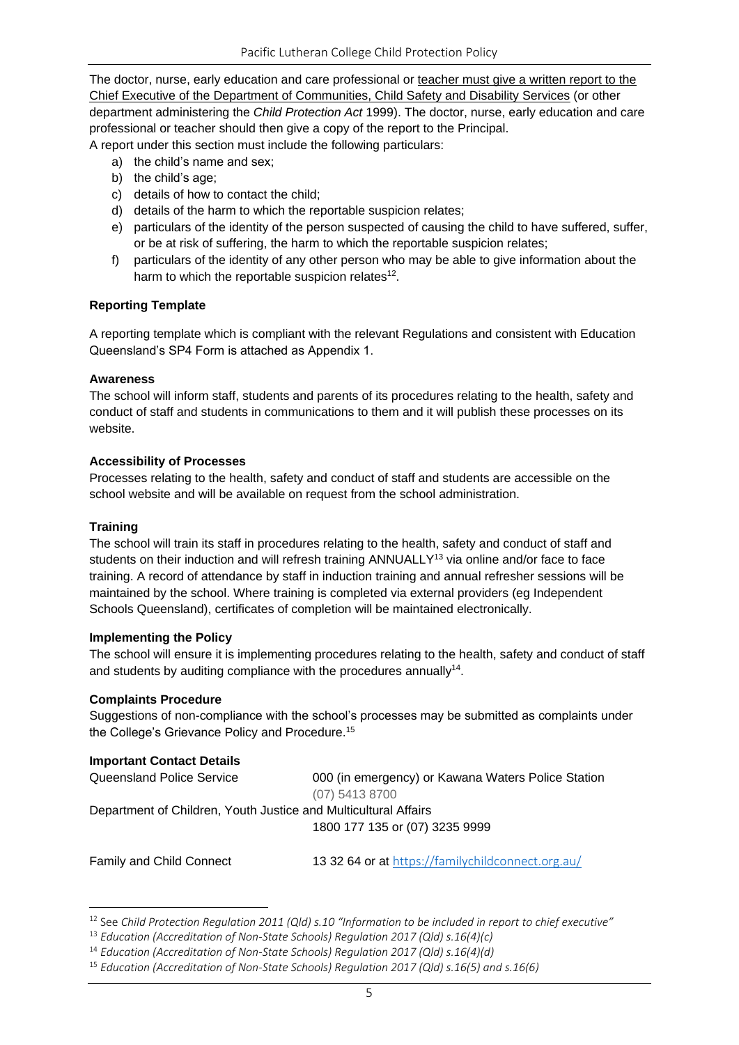The doctor, nurse, early education and care professional or teacher must give a written report to the Chief Executive of the Department of Communities, Child Safety and Disability Services (or other department administering the *Child Protection Act* 1999). The doctor, nurse, early education and care professional or teacher should then give a copy of the report to the Principal.
A report under this section must include the following particulars:

a) the child's name and sex;
b) the child's age;
c) details of how to contact the child;
d) details of the harm to which the reportable suspicion relates;
e) particulars of the identity of the person suspected of causing the child to have suffered, suffer, or be at risk of suffering, the harm to which the reportable suspicion relates;
f) particulars of the identity of any other person who may be able to give information about the harm to which the reportable suspicion relates[12].

**Reporting Template**

A reporting template which is compliant with the relevant Regulations and consistent with Education Queensland's SP4 Form is attached as Appendix 1.

**Awareness**

The school will inform staff, students and parents of its procedures relating to the health, safety and conduct of staff and students in communications to them and it will publish these processes on its website.

**Accessibility of Processes**

Processes relating to the health, safety and conduct of staff and students are accessible on the school website and will be available on request from the school administration.

**Training**

The school will train its staff in procedures relating to the health, safety and conduct of staff and students on their induction and will refresh training ANNUALLY[13] via online and/or face to face training. A record of attendance by staff in induction training and annual refresher sessions will be maintained by the school. Where training is completed via external providers (eg Independent Schools Queensland), certificates of completion will be maintained electronically.

**Implementing the Policy**

The school will ensure it is implementing procedures relating to the health, safety and conduct of staff and students by auditing compliance with the procedures annually[14].

**Complaints Procedure**

Suggestions of non-compliance with the school's processes may be submitted as complaints under the College's Grievance Policy and Procedure.[15]

**Important Contact Details**

| | |
|---|---|
| Queensland Police Service | 000 (in emergency) or Kawana Waters Police Station (07) 5413 8700 |
| Department of Children, Youth Justice and Multicultural Affairs | 1800 177 135 or (07) 3235 9999 |
| Family and Child Connect | 13 32 64 or at https://familychildconnect.org.au/ |

---

[12] See *Child Protection Regulation 2011 (Qld) s.10 "Information to be included in report to chief executive"*

[13] *Education (Accreditation of Non-State Schools) Regulation 2017 (Qld) s.16(4)(c)*

[14] *Education (Accreditation of Non-State Schools) Regulation 2017 (Qld) s.16(4)(d)*

[15] *Education (Accreditation of Non-State Schools) Regulation 2017 (Qld) s.16(5) and s.16(6)*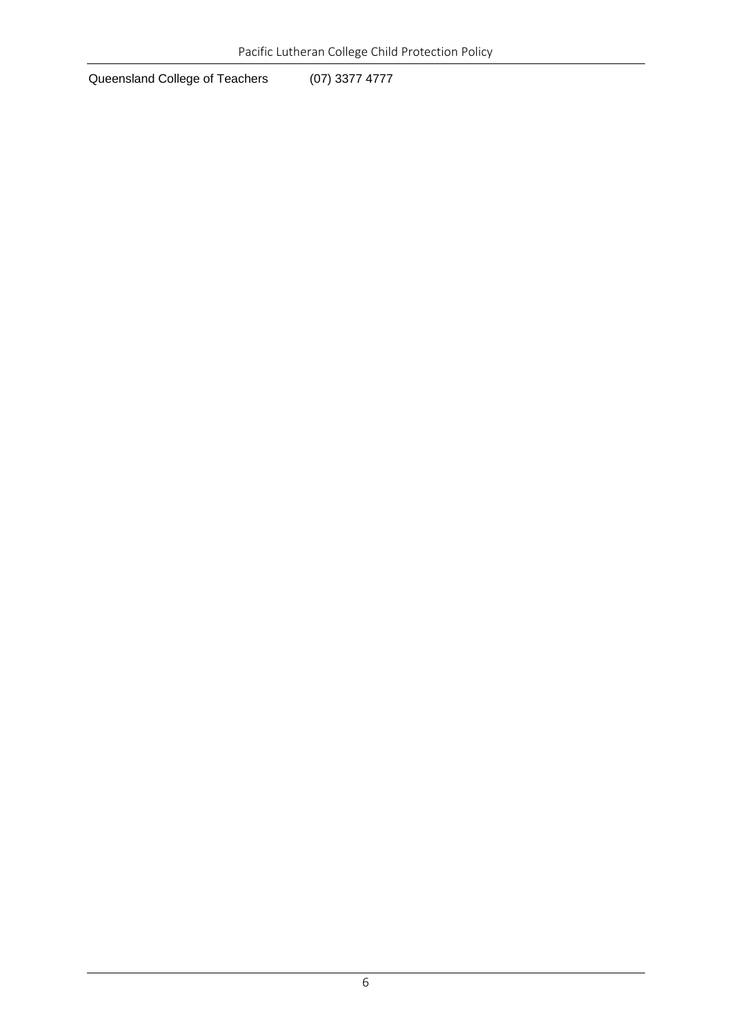| | |
|---|---|
| Queensland College of Teachers | (07) 3377 4777 |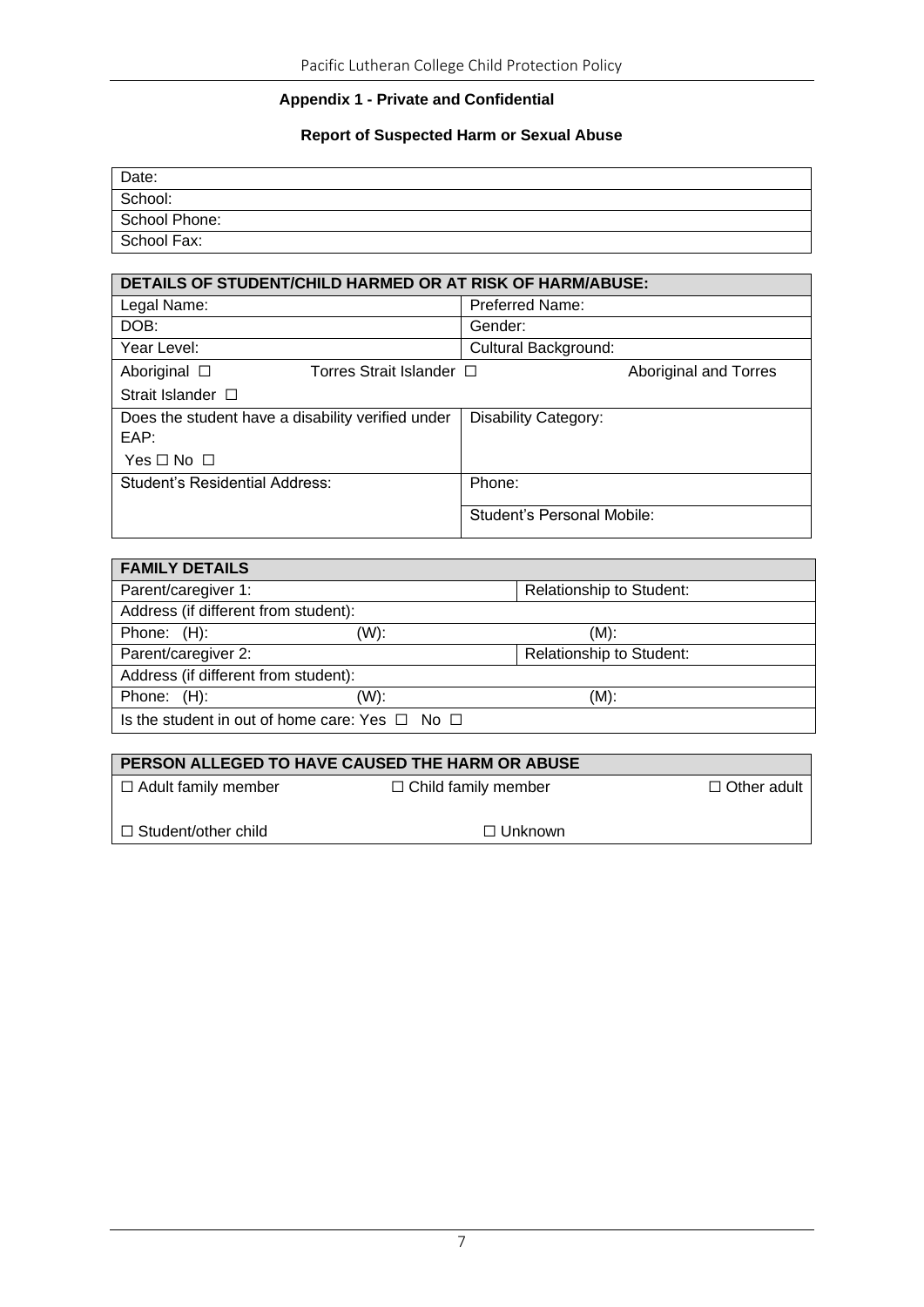**Appendix 1 - Private and Confidential**

**Report of Suspected Harm or Sexual Abuse**

| Date: |
|---|
| School: |
| School Phone: |
| School Fax: |

| **DETAILS OF STUDENT/CHILD HARMED OR AT RISK OF HARM/ABUSE:** | |
|---|---|
| Legal Name: | Preferred Name: |
| DOB: | Gender: |
| Year Level: | Cultural Background: |
| Aboriginal ☐ Torres Strait Islander ☐ Aboriginal and Torres Strait Islander ☐ | |
| Does the student have a disability verified under EAP: Yes ☐ No ☐ | Disability Category: |
| Student's Residential Address: | Phone: |
| | Student's Personal Mobile: |

| **FAMILY DETAILS** | | |
|---|---|---|
| Parent/caregiver 1: | | Relationship to Student: |
| Address (if different from student): | | |
| Phone: (H): | (W): | (M): |
| Parent/caregiver 2: | | Relationship to Student: |
| Address (if different from student): | | |
| Phone: (H): | (W): | (M): |
| Is the student in out of home care: Yes ☐ No ☐ | | |

| **PERSON ALLEGED TO HAVE CAUSED THE HARM OR ABUSE** | | |
|---|---|---|
| ☐ Adult family member | ☐ Child family member | ☐ Other adult |
| ☐ Student/other child | ☐ Unknown | |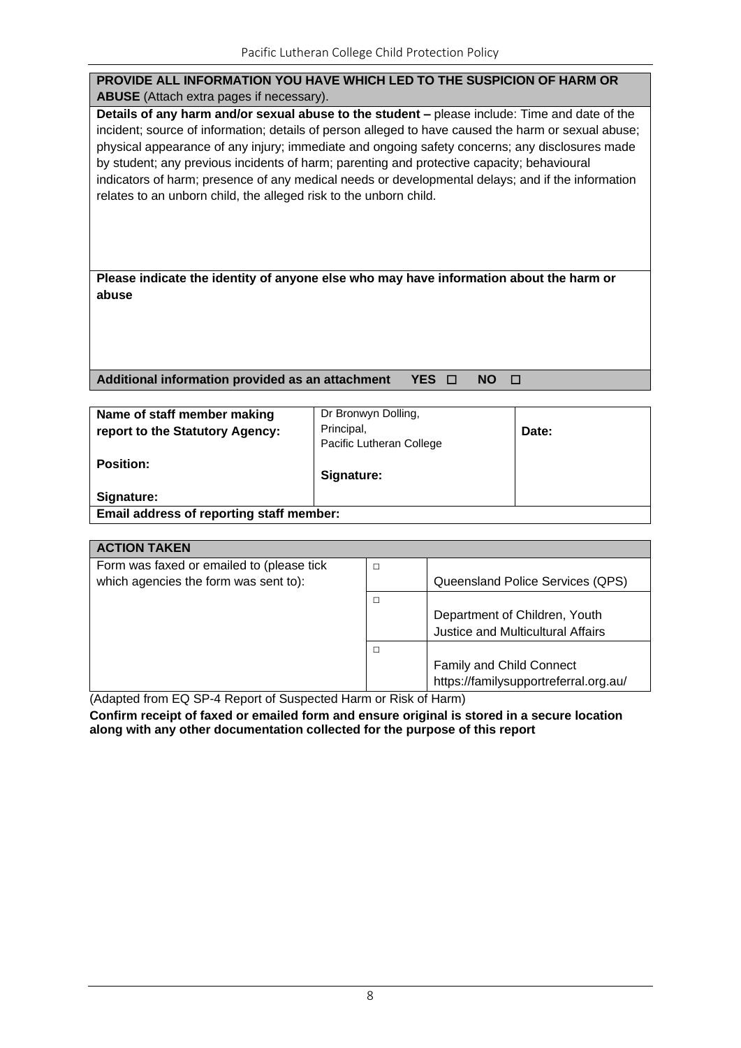| **PROVIDE ALL INFORMATION YOU HAVE WHICH LED TO THE SUSPICION OF HARM OR ABUSE** (Attach extra pages if necessary). |
| --- |
| **Details of any harm and/or sexual abuse to the student –** please include: Time and date of the incident; source of information; details of person alleged to have caused the harm or sexual abuse; physical appearance of any injury; immediate and ongoing safety concerns; any disclosures made by student; any previous incidents of harm; parenting and protective capacity; behavioural indicators of harm; presence of any medical needs or developmental delays; and if the information relates to an unborn child, the alleged risk to the unborn child. |
| **Please indicate the identity of anyone else who may have information about the harm or abuse** |
| **Additional information provided as an attachment YES ☐ NO ☐** |

| **Name of staff member making report to the Statutory Agency:**<br><br>**Position:**<br><br>**Signature:** | Dr Bronwyn Dolling,<br>Principal,<br>Pacific Lutheran College<br><br>**Signature:** | **Date:** |
| --- | --- | --- |
| **Email address of reporting staff member:** | | |

| **ACTION TAKEN** | | |
| --- | --- | --- |
| Form was faxed or emailed to (please tick which agencies the form was sent to): | ☐ | Queensland Police Services (QPS) |
| | ☐ | Department of Children, Youth Justice and Multicultural Affairs |
| | ☐ | Family and Child Connect https://familysupportreferral.org.au/ |

(Adapted from EQ SP-4 Report of Suspected Harm or Risk of Harm)

**Confirm receipt of faxed or emailed form and ensure original is stored in a secure location along with any other documentation collected for the purpose of this report**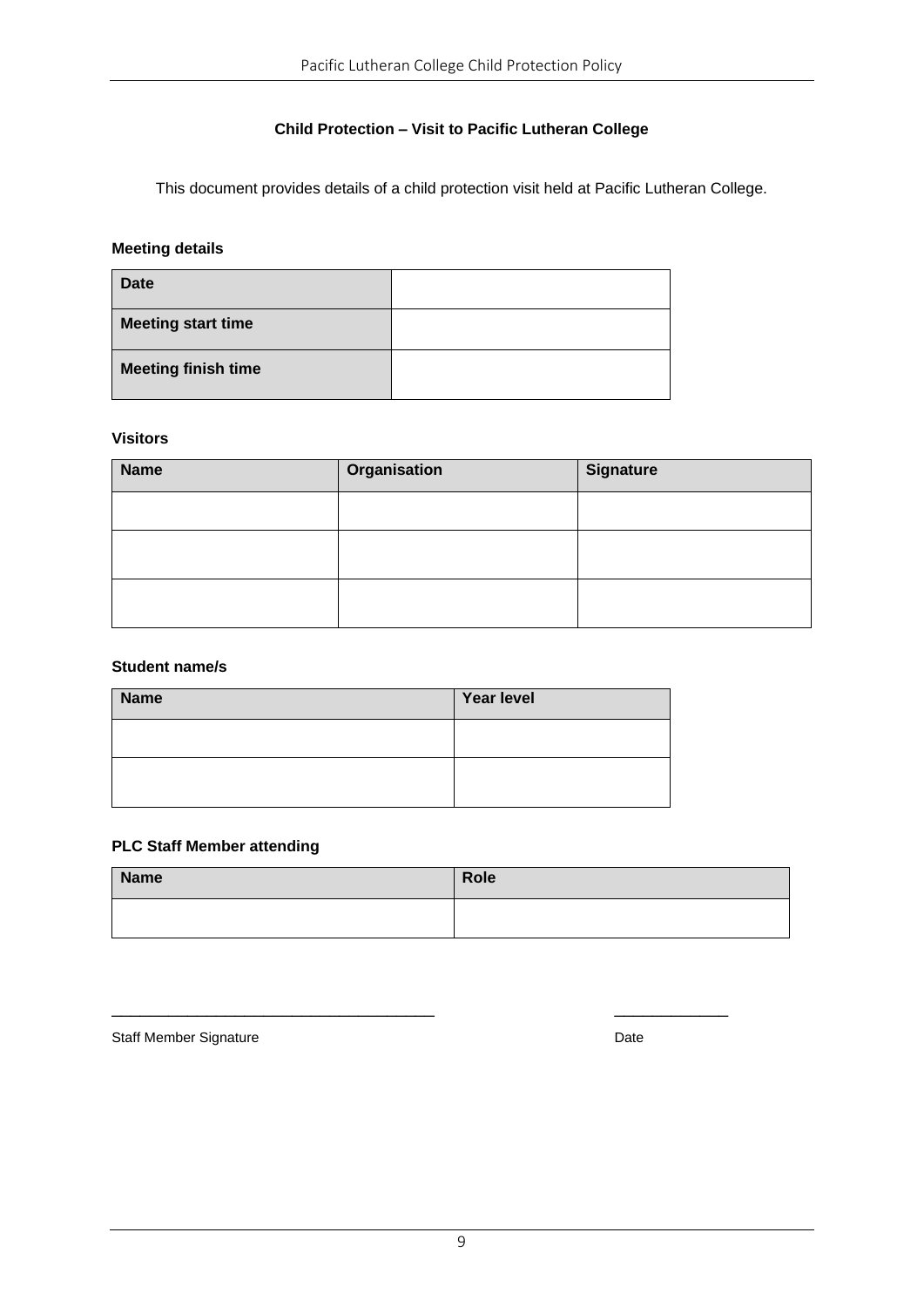## Child Protection – Visit to Pacific Lutheran College

This document provides details of a child protection visit held at Pacific Lutheran College.

### Meeting details

| | |
|---|---|
| **Date** | |
| **Meeting start time** | |
| **Meeting finish time** | |

### Visitors

| Name | Organisation | Signature |
|---|---|---|
| | | |
| | | |
| | | |

### Student name/s

| Name | Year level |
|---|---|
| | |
| | |

### PLC Staff Member attending

| Name | Role |
|---|---|
| | |

_______________________________________ ______________

Staff Member Signature Date